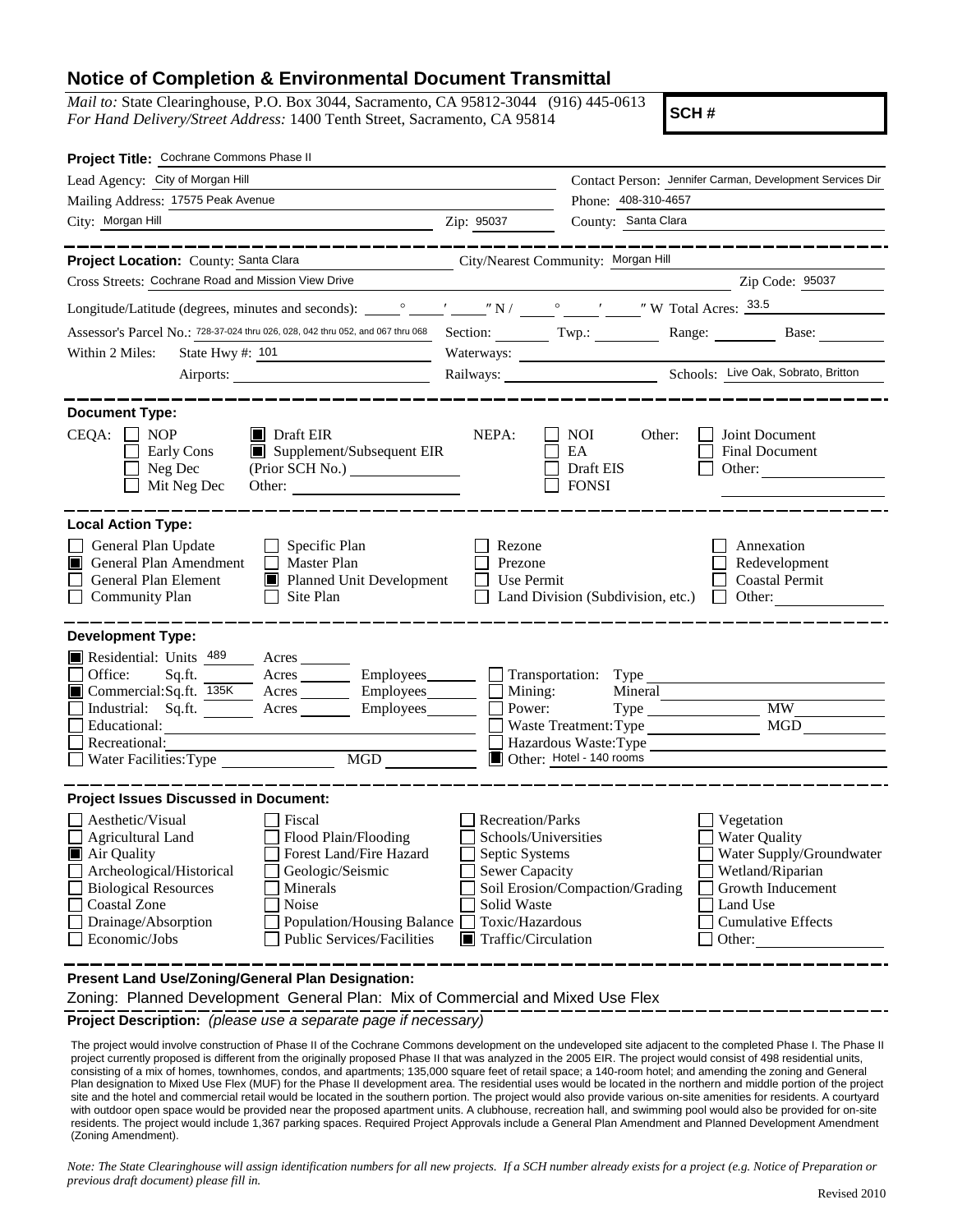# Notice of Completion & Environmental Document Transmittal

*Mail to:* State Clearinghouse, P.O. Box 3044, Sacramento, CA 95812-3044 (916) 445-0613
*For Hand Delivery/Street Address:* 1400 Tenth Street, Sacramento, CA 95814

**SCH #**

**Project Title:** Cochrane Commons Phase II

Lead Agency: City of Morgan Hill
Mailing Address: 17575 Peak Avenue
City: Morgan Hill Zip: 95037
Contact Person: Jennifer Carman, Development Services Dir
Phone: 408-310-4657
County: Santa Clara

---

**Project Location:** County: Santa Clara City/Nearest Community: Morgan Hill
Cross Streets: Cochrane Road and Mission View Drive Zip Code: 95037
Longitude/Latitude (degrees, minutes and seconds): ___° ___′ ___″ N / ___° ___′ ___″ W Total Acres: 33.5
Assessor's Parcel No.: 728-37-024 thru 026, 028, 042 thru 052, and 067 thru 068 Section: ___ Twp.: ___ Range: ___ Base: ___
Within 2 Miles: State Hwy #: 101 Waterways: ___
Airports: ___ Railways: ___ Schools: Live Oak, Sobrato, Britton

---

**Document Type:**

CEQA:
- [ ] NOP
- [ ] Early Cons
- [ ] Neg Dec
- [ ] Mit Neg Dec
- [x] Draft EIR
- [x] Supplement/Subsequent EIR (Prior SCH No.) ___
- Other: ___

NEPA:
- [ ] NOI
- [ ] EA
- [ ] Draft EIS
- [ ] FONSI

Other:
- [ ] Joint Document
- [ ] Final Document
- [ ] Other: ___

---

**Local Action Type:**

- [ ] General Plan Update
- [x] General Plan Amendment
- [ ] General Plan Element
- [ ] Community Plan
- [ ] Specific Plan
- [ ] Master Plan
- [x] Planned Unit Development
- [ ] Site Plan
- [ ] Rezone
- [ ] Prezone
- [ ] Use Permit
- [ ] Land Division (Subdivision, etc.)
- [ ] Annexation
- [ ] Redevelopment
- [ ] Coastal Permit
- [ ] Other: ___

---

**Development Type:**

- [x] Residential: Units 489 Acres ___
- [ ] Office: Sq.ft. ___ Acres ___ Employees ___
- [x] Commercial: Sq.ft. 135K Acres ___ Employees ___
- [ ] Industrial: Sq.ft. ___ Acres ___ Employees ___
- [ ] Educational: ___
- [ ] Recreational: ___
- [ ] Water Facilities: Type ___ MGD ___
- [ ] Transportation: Type ___
- [ ] Mining: Mineral ___
- [ ] Power: Type ___ MW ___
- [ ] Waste Treatment: Type ___ MGD ___
- [ ] Hazardous Waste: Type ___
- [x] Other: Hotel - 140 rooms

---

**Project Issues Discussed in Document:**

- [ ] Aesthetic/Visual
- [ ] Agricultural Land
- [x] Air Quality
- [ ] Archeological/Historical
- [ ] Biological Resources
- [ ] Coastal Zone
- [ ] Drainage/Absorption
- [ ] Economic/Jobs
- [ ] Fiscal
- [ ] Flood Plain/Flooding
- [ ] Forest Land/Fire Hazard
- [ ] Geologic/Seismic
- [ ] Minerals
- [ ] Noise
- [ ] Population/Housing Balance
- [ ] Public Services/Facilities
- [ ] Recreation/Parks
- [ ] Schools/Universities
- [ ] Septic Systems
- [ ] Sewer Capacity
- [ ] Soil Erosion/Compaction/Grading
- [ ] Solid Waste
- [ ] Toxic/Hazardous
- [x] Traffic/Circulation
- [ ] Vegetation
- [ ] Water Quality
- [ ] Water Supply/Groundwater
- [ ] Wetland/Riparian
- [ ] Growth Inducement
- [ ] Land Use
- [ ] Cumulative Effects
- [ ] Other: ___

---

**Present Land Use/Zoning/General Plan Designation:**

Zoning: Planned Development General Plan: Mix of Commercial and Mixed Use Flex

**Project Description:** *(please use a separate page if necessary)*

The project would involve construction of Phase II of the Cochrane Commons development on the undeveloped site adjacent to the completed Phase I. The Phase II project currently proposed is different from the originally proposed Phase II that was analyzed in the 2005 EIR. The project would consist of 498 residential units, consisting of a mix of homes, townhomes, condos, and apartments; 135,000 square feet of retail space; a 140-room hotel; and amending the zoning and General Plan designation to Mixed Use Flex (MUF) for the Phase II development area. The residential uses would be located in the northern and middle portion of the project site and the hotel and commercial retail would be located in the southern portion. The project would also provide various on-site amenities for residents. A courtyard with outdoor open space would be provided near the proposed apartment units. A clubhouse, recreation hall, and swimming pool would also be provided for on-site residents. The project would include 1,367 parking spaces. Required Project Approvals include a General Plan Amendment and Planned Development Amendment (Zoning Amendment).

*Note: The State Clearinghouse will assign identification numbers for all new projects. If a SCH number already exists for a project (e.g. Notice of Preparation or previous draft document) please fill in.*

Revised 2010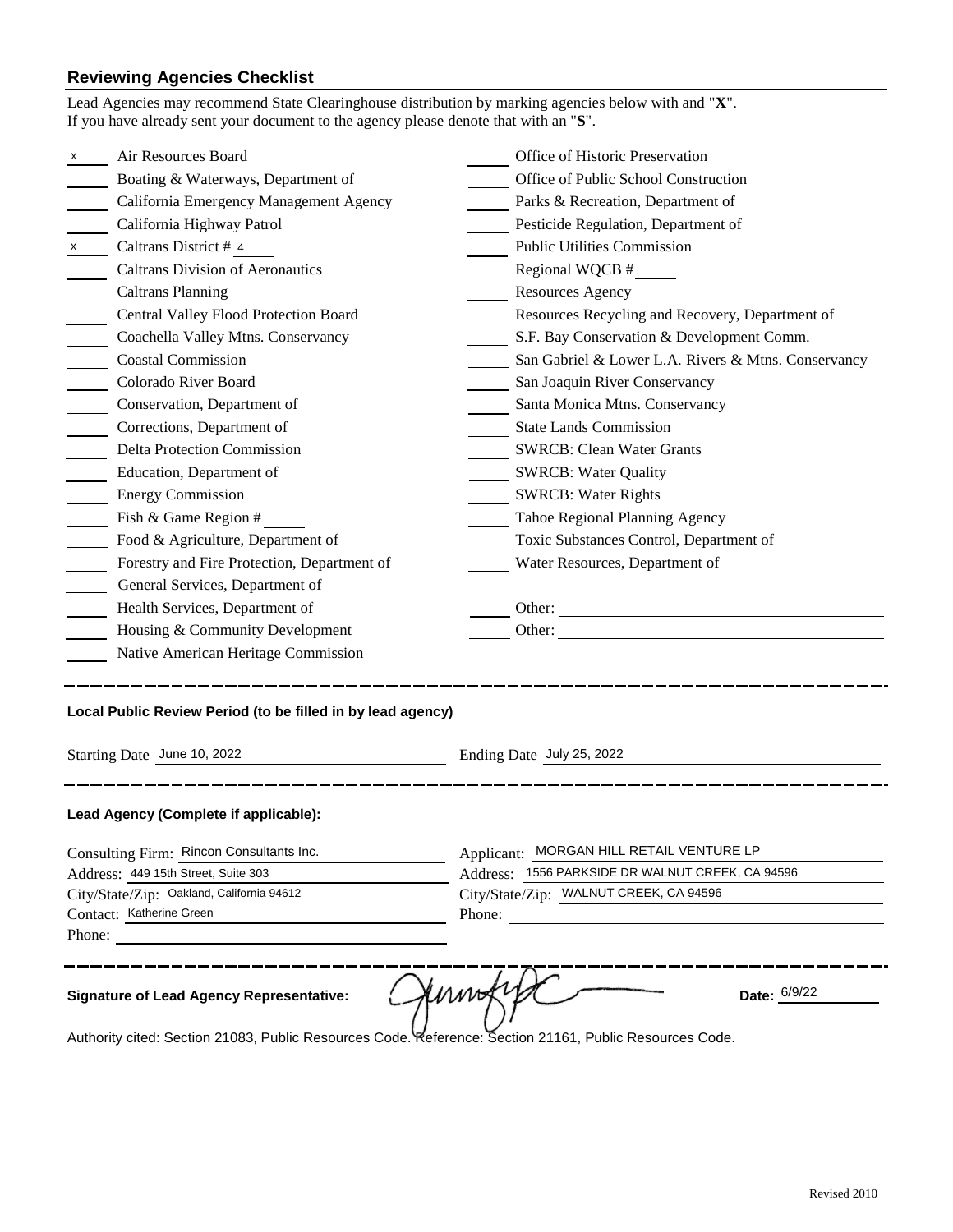## Reviewing Agencies Checklist

Lead Agencies may recommend State Clearinghouse distribution by marking agencies below with and "**X**".
If you have already sent your document to the agency please denote that with an "**S**".

| | | | |
|---|---|---|---|
| x | Air Resources Board | | Office of Historic Preservation |
| | Boating & Waterways, Department of | | Office of Public School Construction |
| | California Emergency Management Agency | | Parks & Recreation, Department of |
| | California Highway Patrol | | Pesticide Regulation, Department of |
| x | Caltrans District # 4 | | Public Utilities Commission |
| | Caltrans Division of Aeronautics | | Regional WQCB # |
| | Caltrans Planning | | Resources Agency |
| | Central Valley Flood Protection Board | | Resources Recycling and Recovery, Department of |
| | Coachella Valley Mtns. Conservancy | | S.F. Bay Conservation & Development Comm. |
| | Coastal Commission | | San Gabriel & Lower L.A. Rivers & Mtns. Conservancy |
| | Colorado River Board | | San Joaquin River Conservancy |
| | Conservation, Department of | | Santa Monica Mtns. Conservancy |
| | Corrections, Department of | | State Lands Commission |
| | Delta Protection Commission | | SWRCB: Clean Water Grants |
| | Education, Department of | | SWRCB: Water Quality |
| | Energy Commission | | SWRCB: Water Rights |
| | Fish & Game Region # | | Tahoe Regional Planning Agency |
| | Food & Agriculture, Department of | | Toxic Substances Control, Department of |
| | Forestry and Fire Protection, Department of | | Water Resources, Department of |
| | General Services, Department of | | |
| | Health Services, Department of | | Other: |
| | Housing & Community Development | | Other: |
| | Native American Heritage Commission | | |

---

**Local Public Review Period (to be filled in by lead agency)**

Starting Date June 10, 2022 Ending Date July 25, 2022

---

**Lead Agency (Complete if applicable):**

Consulting Firm: Rincon Consultants Inc.
Address: 449 15th Street, Suite 303
City/State/Zip: Oakland, California 94612
Contact: Katherine Green
Phone:

Applicant: MORGAN HILL RETAIL VENTURE LP
Address: 1556 PARKSIDE DR WALNUT CREEK, CA 94596
City/State/Zip: WALNUT CREEK, CA 94596
Phone:

---

**Signature of Lead Agency Representative:** [signature] **Date:** 6/9/22

Authority cited: Section 21083, Public Resources Code. Reference: Section 21161, Public Resources Code.

Revised 2010